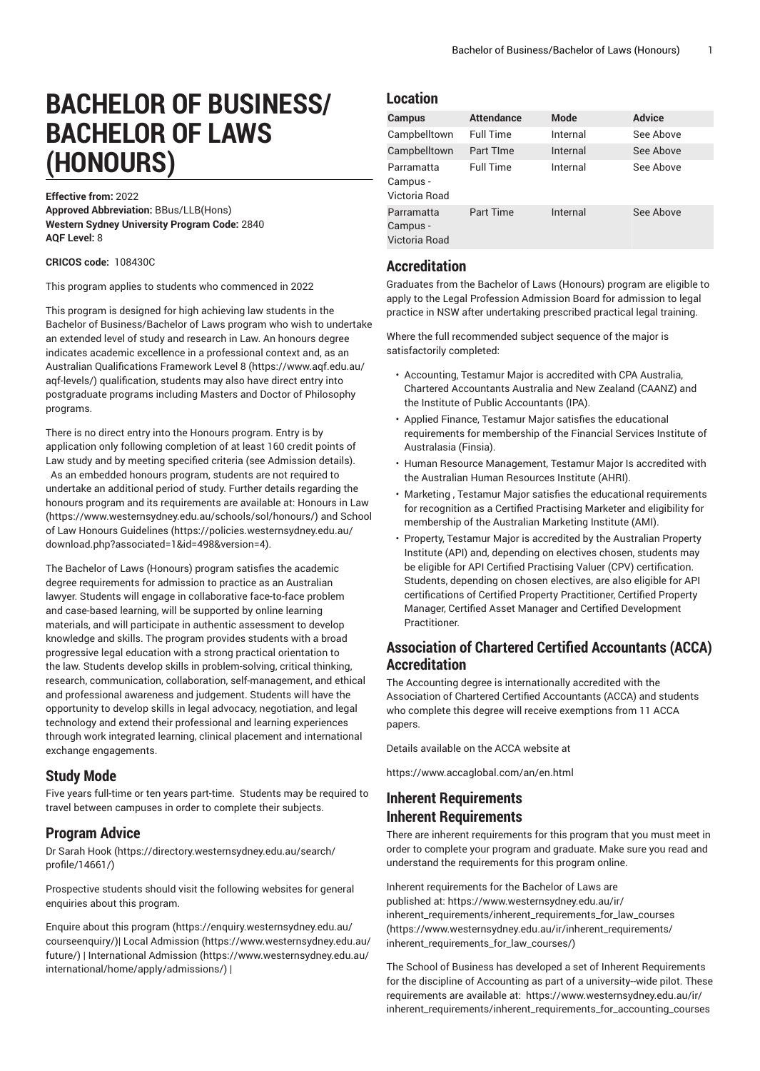# BACHELOR OF BUSINESS/ BACHELOR OF LAWS (HONOURS)

**Effective from:** 2022
**Approved Abbreviation:** BBus/LLB(Hons)
**Western Sydney University Program Code:** 2840
**AQF Level:** 8

**CRICOS code:** 108430C

This program applies to students who commenced in 2022

This program is designed for high achieving law students in the Bachelor of Business/Bachelor of Laws program who wish to undertake an extended level of study and research in Law. An honours degree indicates academic excellence in a professional context and, as an Australian Qualifications Framework Level 8 (https://www.aqf.edu.au/aqf-levels/) qualification, students may also have direct entry into postgraduate programs including Masters and Doctor of Philosophy programs.

There is no direct entry into the Honours program. Entry is by application only following completion of at least 160 credit points of Law study and by meeting specified criteria (see Admission details). As an embedded honours program, students are not required to undertake an additional period of study. Further details regarding the honours program and its requirements are available at: Honours in Law (https://www.westernsydney.edu.au/schools/sol/honours/) and School of Law Honours Guidelines (https://policies.westernsydney.edu.au/download.php?associated=1&id=498&version=4).

The Bachelor of Laws (Honours) program satisfies the academic degree requirements for admission to practice as an Australian lawyer. Students will engage in collaborative face-to-face problem and case-based learning, will be supported by online learning materials, and will participate in authentic assessment to develop knowledge and skills. The program provides students with a broad progressive legal education with a strong practical orientation to the law. Students develop skills in problem-solving, critical thinking, research, communication, collaboration, self-management, and ethical and professional awareness and judgement. Students will have the opportunity to develop skills in legal advocacy, negotiation, and legal technology and extend their professional and learning experiences through work integrated learning, clinical placement and international exchange engagements.

## Study Mode

Five years full-time or ten years part-time. Students may be required to travel between campuses in order to complete their subjects.

## Program Advice

Dr Sarah Hook (https://directory.westernsydney.edu.au/search/profile/14661/)

Prospective students should visit the following websites for general enquiries about this program.

Enquire about this program (https://enquiry.westernsydney.edu.au/courseenquiry/)| Local Admission (https://www.westernsydney.edu.au/future/) | International Admission (https://www.westernsydney.edu.au/international/home/apply/admissions/) |

## Location

| Campus | Attendance | Mode | Advice |
| --- | --- | --- | --- |
| Campbelltown | Full Time | Internal | See Above |
| Campbelltown | Part TIme | Internal | See Above |
| Parramatta Campus - Victoria Road | Full Time | Internal | See Above |
| Parramatta Campus - Victoria Road | Part Time | Internal | See Above |

## Accreditation

Graduates from the Bachelor of Laws (Honours) program are eligible to apply to the Legal Profession Admission Board for admission to legal practice in NSW after undertaking prescribed practical legal training.

Where the full recommended subject sequence of the major is satisfactorily completed:

- Accounting, Testamur Major is accredited with CPA Australia, Chartered Accountants Australia and New Zealand (CAANZ) and the Institute of Public Accountants (IPA).
- Applied Finance, Testamur Major satisfies the educational requirements for membership of the Financial Services Institute of Australasia (Finsia).
- Human Resource Management, Testamur Major Is accredited with the Australian Human Resources Institute (AHRI).
- Marketing , Testamur Major satisfies the educational requirements for recognition as a Certified Practising Marketer and eligibility for membership of the Australian Marketing Institute (AMI).
- Property, Testamur Major is accredited by the Australian Property Institute (API) and, depending on electives chosen, students may be eligible for API Certified Practising Valuer (CPV) certification. Students, depending on chosen electives, are also eligible for API certifications of Certified Property Practitioner, Certified Property Manager, Certified Asset Manager and Certified Development Practitioner.

## Association of Chartered Certified Accountants (ACCA) Accreditation

The Accounting degree is internationally accredited with the Association of Chartered Certified Accountants (ACCA) and students who complete this degree will receive exemptions from 11 ACCA papers.

Details available on the ACCA website at

https://www.accaglobal.com/an/en.html

## Inherent Requirements

## Inherent Requirements

There are inherent requirements for this program that you must meet in order to complete your program and graduate. Make sure you read and understand the requirements for this program online.

Inherent requirements for the Bachelor of Laws are published at: https://www.westernsydney.edu.au/ir/inherent_requirements/inherent_requirements_for_law_courses (https://www.westernsydney.edu.au/ir/inherent_requirements/inherent_requirements_for_law_courses/)

The School of Business has developed a set of Inherent Requirements for the discipline of Accounting as part of a university-wide pilot. These requirements are available at: https://www.westernsydney.edu.au/ir/inherent_requirements/inherent_requirements_for_accounting_courses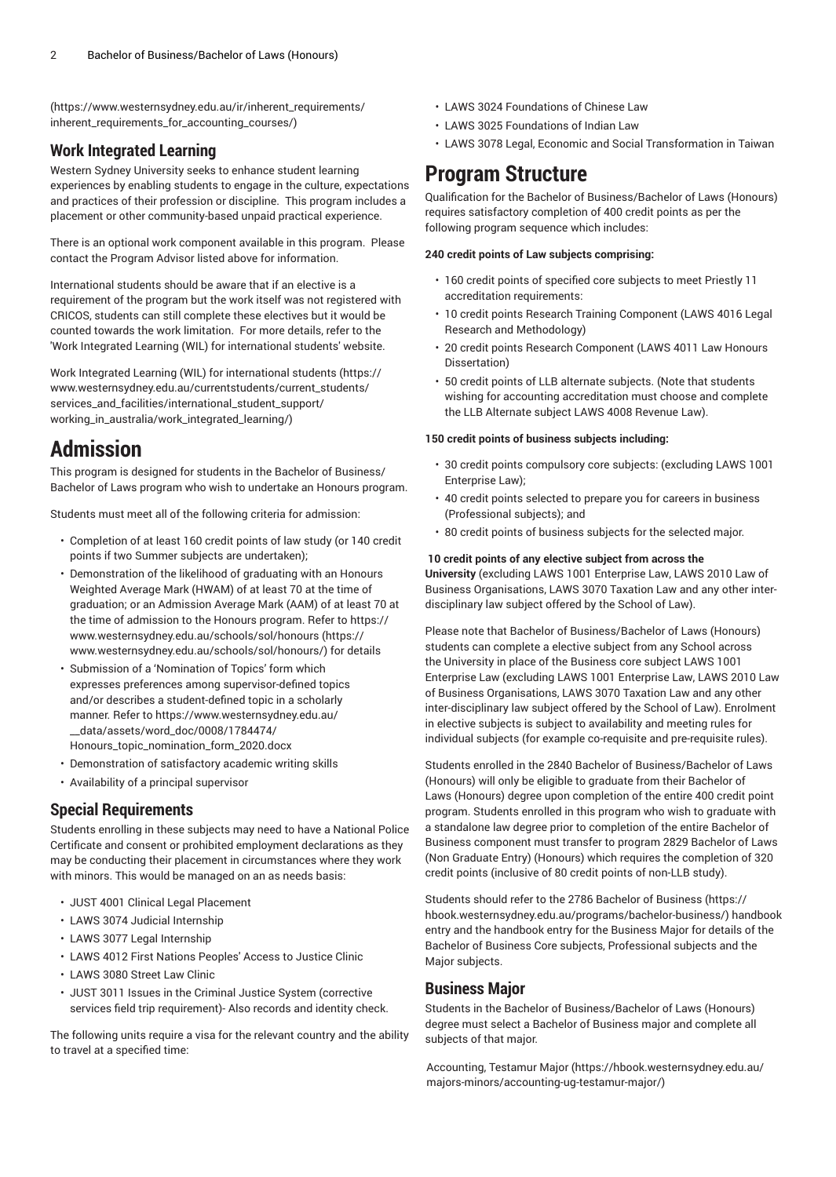(https://www.westernsydney.edu.au/ir/inherent_requirements/inherent_requirements_for_accounting_courses/)

### Work Integrated Learning

Western Sydney University seeks to enhance student learning experiences by enabling students to engage in the culture, expectations and practices of their profession or discipline. This program includes a placement or other community-based unpaid practical experience.

There is an optional work component available in this program. Please contact the Program Advisor listed above for information.

International students should be aware that if an elective is a requirement of the program but the work itself was not registered with CRICOS, students can still complete these electives but it would be counted towards the work limitation. For more details, refer to the 'Work Integrated Learning (WIL) for international students' website.

Work Integrated Learning (WIL) for international students (https://www.westernsydney.edu.au/currentstudents/current_students/services_and_facilities/international_student_support/working_in_australia/work_integrated_learning/)

## Admission

This program is designed for students in the Bachelor of Business/Bachelor of Laws program who wish to undertake an Honours program.

Students must meet all of the following criteria for admission:

- Completion of at least 160 credit points of law study (or 140 credit points if two Summer subjects are undertaken);
- Demonstration of the likelihood of graduating with an Honours Weighted Average Mark (HWAM) of at least 70 at the time of graduation; or an Admission Average Mark (AAM) of at least 70 at the time of admission to the Honours program. Refer to https://www.westernsydney.edu.au/schools/sol/honours (https://www.westernsydney.edu.au/schools/sol/honours/) for details
- Submission of a 'Nomination of Topics' form which expresses preferences among supervisor-defined topics and/or describes a student-defined topic in a scholarly manner. Refer to https://www.westernsydney.edu.au/__data/assets/word_doc/0008/1784474/Honours_topic_nomination_form_2020.docx
- Demonstration of satisfactory academic writing skills
- Availability of a principal supervisor

### Special Requirements

Students enrolling in these subjects may need to have a National Police Certificate and consent or prohibited employment declarations as they may be conducting their placement in circumstances where they work with minors. This would be managed on an as needs basis:

- JUST 4001 Clinical Legal Placement
- LAWS 3074 Judicial Internship
- LAWS 3077 Legal Internship
- LAWS 4012 First Nations Peoples' Access to Justice Clinic
- LAWS 3080 Street Law Clinic
- JUST 3011 Issues in the Criminal Justice System (corrective services field trip requirement)- Also records and identity check.

The following units require a visa for the relevant country and the ability to travel at a specified time:

- LAWS 3024 Foundations of Chinese Law
- LAWS 3025 Foundations of Indian Law
- LAWS 3078 Legal, Economic and Social Transformation in Taiwan

## Program Structure

Qualification for the Bachelor of Business/Bachelor of Laws (Honours) requires satisfactory completion of 400 credit points as per the following program sequence which includes:

**240 credit points of Law subjects comprising:**

- 160 credit points of specified core subjects to meet Priestly 11 accreditation requirements:
- 10 credit points Research Training Component (LAWS 4016 Legal Research and Methodology)
- 20 credit points Research Component (LAWS 4011 Law Honours Dissertation)
- 50 credit points of LLB alternate subjects. (Note that students wishing for accounting accreditation must choose and complete the LLB Alternate subject LAWS 4008 Revenue Law).

**150 credit points of business subjects including:**

- 30 credit points compulsory core subjects: (excluding LAWS 1001 Enterprise Law);
- 40 credit points selected to prepare you for careers in business (Professional subjects); and
- 80 credit points of business subjects for the selected major.

**10 credit points of any elective subject from across the University** (excluding LAWS 1001 Enterprise Law, LAWS 2010 Law of Business Organisations, LAWS 3070 Taxation Law and any other inter-disciplinary law subject offered by the School of Law).

Please note that Bachelor of Business/Bachelor of Laws (Honours) students can complete a elective subject from any School across the University in place of the Business core subject LAWS 1001 Enterprise Law (excluding LAWS 1001 Enterprise Law, LAWS 2010 Law of Business Organisations, LAWS 3070 Taxation Law and any other inter-disciplinary law subject offered by the School of Law). Enrolment in elective subjects is subject to availability and meeting rules for individual subjects (for example co-requisite and pre-requisite rules).

Students enrolled in the 2840 Bachelor of Business/Bachelor of Laws (Honours) will only be eligible to graduate from their Bachelor of Laws (Honours) degree upon completion of the entire 400 credit point program. Students enrolled in this program who wish to graduate with a standalone law degree prior to completion of the entire Bachelor of Business component must transfer to program 2829 Bachelor of Laws (Non Graduate Entry) (Honours) which requires the completion of 320 credit points (inclusive of 80 credit points of non-LLB study).

Students should refer to the 2786 Bachelor of Business (https://hbook.westernsydney.edu.au/programs/bachelor-business/) handbook entry and the handbook entry for the Business Major for details of the Bachelor of Business Core subjects, Professional subjects and the Major subjects.

### Business Major

Students in the Bachelor of Business/Bachelor of Laws (Honours) degree must select a Bachelor of Business major and complete all subjects of that major.

Accounting, Testamur Major (https://hbook.westernsydney.edu.au/majors-minors/accounting-ug-testamur-major/)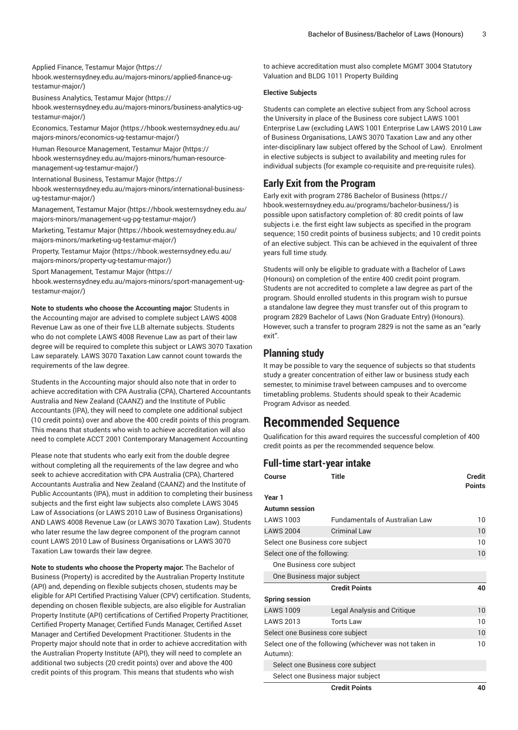Applied Finance, Testamur Major (https://hbook.westernsydney.edu.au/majors-minors/applied-finance-ug-testamur-major/)

Business Analytics, Testamur Major (https://hbook.westernsydney.edu.au/majors-minors/business-analytics-ug-testamur-major/)

Economics, Testamur Major (https://hbook.westernsydney.edu.au/majors-minors/economics-ug-testamur-major/)

Human Resource Management, Testamur Major (https://hbook.westernsydney.edu.au/majors-minors/human-resource-management-ug-testamur-major/)

International Business, Testamur Major (https://hbook.westernsydney.edu.au/majors-minors/international-business-ug-testamur-major/)

Management, Testamur Major (https://hbook.westernsydney.edu.au/majors-minors/management-ug-pg-testamur-major/)

Marketing, Testamur Major (https://hbook.westernsydney.edu.au/majors-minors/marketing-ug-testamur-major/)

Property, Testamur Major (https://hbook.westernsydney.edu.au/majors-minors/property-ug-testamur-major/)

Sport Management, Testamur Major (https://hbook.westernsydney.edu.au/majors-minors/sport-management-ug-testamur-major/)

**Note to students who choose the Accounting major:** Students in the Accounting major are advised to complete subject LAWS 4008 Revenue Law as one of their five LLB alternate subjects. Students who do not complete LAWS 4008 Revenue Law as part of their law degree will be required to complete this subject or LAWS 3070 Taxation Law separately. LAWS 3070 Taxation Law cannot count towards the requirements of the law degree.

Students in the Accounting major should also note that in order to achieve accreditation with CPA Australia (CPA), Chartered Accountants Australia and New Zealand (CAANZ) and the Institute of Public Accountants (IPA), they will need to complete one additional subject (10 credit points) over and above the 400 credit points of this program. This means that students who wish to achieve accreditation will also need to complete ACCT 2001 Contemporary Management Accounting

Please note that students who early exit from the double degree without completing all the requirements of the law degree and who seek to achieve accreditation with CPA Australia (CPA), Chartered Accountants Australia and New Zealand (CAANZ) and the Institute of Public Accountants (IPA), must in addition to completing their business subjects and the first eight law subjects also complete LAWS 3045 Law of Associations (or LAWS 2010 Law of Business Organisations) AND LAWS 4008 Revenue Law (or LAWS 3070 Taxation Law). Students who later resume the law degree component of the program cannot count LAWS 2010 Law of Business Organisations or LAWS 3070 Taxation Law towards their law degree.

**Note to students who choose the Property major:** The Bachelor of Business (Property) is accredited by the Australian Property Institute (API) and, depending on flexible subjects chosen, students may be eligible for API Certified Practising Valuer (CPV) certification. Students, depending on chosen flexible subjects, are also eligible for Australian Property Institute (API) certifications of Certified Property Practitioner, Certified Property Manager, Certified Funds Manager, Certified Asset Manager and Certified Development Practitioner. Students in the Property major should note that in order to achieve accreditation with the Australian Property Institute (API), they will need to complete an additional two subjects (20 credit points) over and above the 400 credit points of this program. This means that students who wish to achieve accreditation must also complete MGMT 3004 Statutory Valuation and BLDG 1011 Property Building

**Elective Subjects**

Students can complete an elective subject from any School across the University in place of the Business core subject LAWS 1001 Enterprise Law (excluding LAWS 1001 Enterprise Law LAWS 2010 Law of Business Organisations, LAWS 3070 Taxation Law and any other inter-disciplinary law subject offered by the School of Law). Enrolment in elective subjects is subject to availability and meeting rules for individual subjects (for example co-requisite and pre-requisite rules).

## Early Exit from the Program

Early exit with program 2786 Bachelor of Business (https://hbook.westernsydney.edu.au/programs/bachelor-business/) is possible upon satisfactory completion of: 80 credit points of law subjects i.e. the first eight law subjects as specified in the program sequence; 150 credit points of business subjects; and 10 credit points of an elective subject. This can be achieved in the equivalent of three years full time study.

Students will only be eligible to graduate with a Bachelor of Laws (Honours) on completion of the entire 400 credit point program. Students are not accredited to complete a law degree as part of the program. Should enrolled students in this program wish to pursue a standalone law degree they must transfer out of this program to program 2829 Bachelor of Laws (Non Graduate Entry) (Honours). However, such a transfer to program 2829 is not the same as an "early exit".

## Planning study

It may be possible to vary the sequence of subjects so that students study a greater concentration of either law or business study each semester, to minimise travel between campuses and to overcome timetabling problems. Students should speak to their Academic Program Advisor as needed.

# Recommended Sequence

Qualification for this award requires the successful completion of 400 credit points as per the recommended sequence below.

## Full-time start-year intake

| Course | Title | Credit Points |
|---|---|---|
| **Year 1** | | |
| **Autumn session** | | |
| LAWS 1003 | Fundamentals of Australian Law | 10 |
| LAWS 2004 | Criminal Law | 10 |
| Select one Business core subject | | 10 |
| Select one of the following: | | 10 |
| One Business core subject | | |
| One Business major subject | | |
| | **Credit Points** | **40** |
| **Spring session** | | |
| LAWS 1009 | Legal Analysis and Critique | 10 |
| LAWS 2013 | Torts Law | 10 |
| Select one Business core subject | | 10 |
| Select one of the following (whichever was not taken in Autumn): | | 10 |
| Select one Business core subject | | |
| Select one Business major subject | | |
| | **Credit Points** | **40** |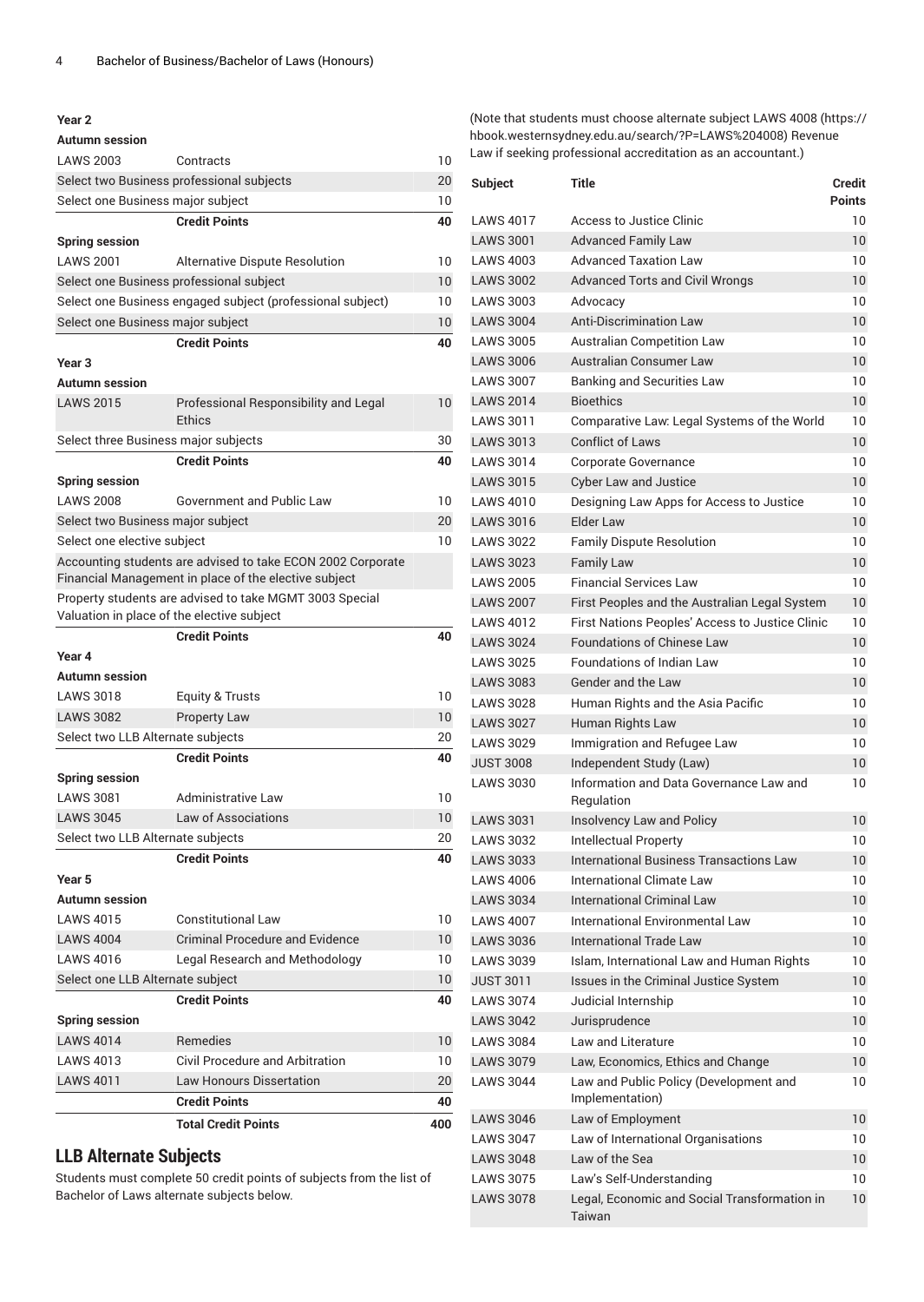### Year 2

| | | |
|---|---|---|
| **Autumn session** | | |
| LAWS 2003 | Contracts | 10 |
| Select two Business professional subjects | | 20 |
| Select one Business major subject | | 10 |
| | **Credit Points** | **40** |
| **Spring session** | | |
| LAWS 2001 | Alternative Dispute Resolution | 10 |
| Select one Business professional subject | | 10 |
| Select one Business engaged subject (professional subject) | | 10 |
| Select one Business major subject | | 10 |
| | **Credit Points** | **40** |

### Year 3

| | | |
|---|---|---|
| **Autumn session** | | |
| LAWS 2015 | Professional Responsibility and Legal Ethics | 10 |
| Select three Business major subjects | | 30 |
| | **Credit Points** | **40** |
| **Spring session** | | |
| LAWS 2008 | Government and Public Law | 10 |
| Select two Business major subject | | 20 |
| Select one elective subject | | 10 |
| Accounting students are advised to take ECON 2002 Corporate Financial Management in place of the elective subject | | |
| Property students are advised to take MGMT 3003 Special Valuation in place of the elective subject | | |
| | **Credit Points** | **40** |

### Year 4

| | | |
|---|---|---|
| **Autumn session** | | |
| LAWS 3018 | Equity & Trusts | 10 |
| LAWS 3082 | Property Law | 10 |
| Select two LLB Alternate subjects | | 20 |
| | **Credit Points** | **40** |
| **Spring session** | | |
| LAWS 3081 | Administrative Law | 10 |
| LAWS 3045 | Law of Associations | 10 |
| Select two LLB Alternate subjects | | 20 |
| | **Credit Points** | **40** |

### Year 5

| | | |
|---|---|---|
| **Autumn session** | | |
| LAWS 4015 | Constitutional Law | 10 |
| LAWS 4004 | Criminal Procedure and Evidence | 10 |
| LAWS 4016 | Legal Research and Methodology | 10 |
| Select one LLB Alternate subject | | 10 |
| | **Credit Points** | **40** |
| **Spring session** | | |
| LAWS 4014 | Remedies | 10 |
| LAWS 4013 | Civil Procedure and Arbitration | 10 |
| LAWS 4011 | Law Honours Dissertation | 20 |
| | **Credit Points** | **40** |
| | **Total Credit Points** | **400** |

## LLB Alternate Subjects

Students must complete 50 credit points of subjects from the list of Bachelor of Laws alternate subjects below.

(Note that students must choose alternate subject LAWS 4008 (https://hbook.westernsydney.edu.au/search/?P=LAWS%204008) Revenue Law if seeking professional accreditation as an accountant.)

| Subject | Title | Credit Points |
|---|---|---|
| LAWS 4017 | Access to Justice Clinic | 10 |
| LAWS 3001 | Advanced Family Law | 10 |
| LAWS 4003 | Advanced Taxation Law | 10 |
| LAWS 3002 | Advanced Torts and Civil Wrongs | 10 |
| LAWS 3003 | Advocacy | 10 |
| LAWS 3004 | Anti-Discrimination Law | 10 |
| LAWS 3005 | Australian Competition Law | 10 |
| LAWS 3006 | Australian Consumer Law | 10 |
| LAWS 3007 | Banking and Securities Law | 10 |
| LAWS 2014 | Bioethics | 10 |
| LAWS 3011 | Comparative Law: Legal Systems of the World | 10 |
| LAWS 3013 | Conflict of Laws | 10 |
| LAWS 3014 | Corporate Governance | 10 |
| LAWS 3015 | Cyber Law and Justice | 10 |
| LAWS 4010 | Designing Law Apps for Access to Justice | 10 |
| LAWS 3016 | Elder Law | 10 |
| LAWS 3022 | Family Dispute Resolution | 10 |
| LAWS 3023 | Family Law | 10 |
| LAWS 2005 | Financial Services Law | 10 |
| LAWS 2007 | First Peoples and the Australian Legal System | 10 |
| LAWS 4012 | First Nations Peoples' Access to Justice Clinic | 10 |
| LAWS 3024 | Foundations of Chinese Law | 10 |
| LAWS 3025 | Foundations of Indian Law | 10 |
| LAWS 3083 | Gender and the Law | 10 |
| LAWS 3028 | Human Rights and the Asia Pacific | 10 |
| LAWS 3027 | Human Rights Law | 10 |
| LAWS 3029 | Immigration and Refugee Law | 10 |
| JUST 3008 | Independent Study (Law) | 10 |
| LAWS 3030 | Information and Data Governance Law and Regulation | 10 |
| LAWS 3031 | Insolvency Law and Policy | 10 |
| LAWS 3032 | Intellectual Property | 10 |
| LAWS 3033 | International Business Transactions Law | 10 |
| LAWS 4006 | International Climate Law | 10 |
| LAWS 3034 | International Criminal Law | 10 |
| LAWS 4007 | International Environmental Law | 10 |
| LAWS 3036 | International Trade Law | 10 |
| LAWS 3039 | Islam, International Law and Human Rights | 10 |
| JUST 3011 | Issues in the Criminal Justice System | 10 |
| LAWS 3074 | Judicial Internship | 10 |
| LAWS 3042 | Jurisprudence | 10 |
| LAWS 3084 | Law and Literature | 10 |
| LAWS 3079 | Law, Economics, Ethics and Change | 10 |
| LAWS 3044 | Law and Public Policy (Development and Implementation) | 10 |
| LAWS 3046 | Law of Employment | 10 |
| LAWS 3047 | Law of International Organisations | 10 |
| LAWS 3048 | Law of the Sea | 10 |
| LAWS 3075 | Law's Self-Understanding | 10 |
| LAWS 3078 | Legal, Economic and Social Transformation in Taiwan | 10 |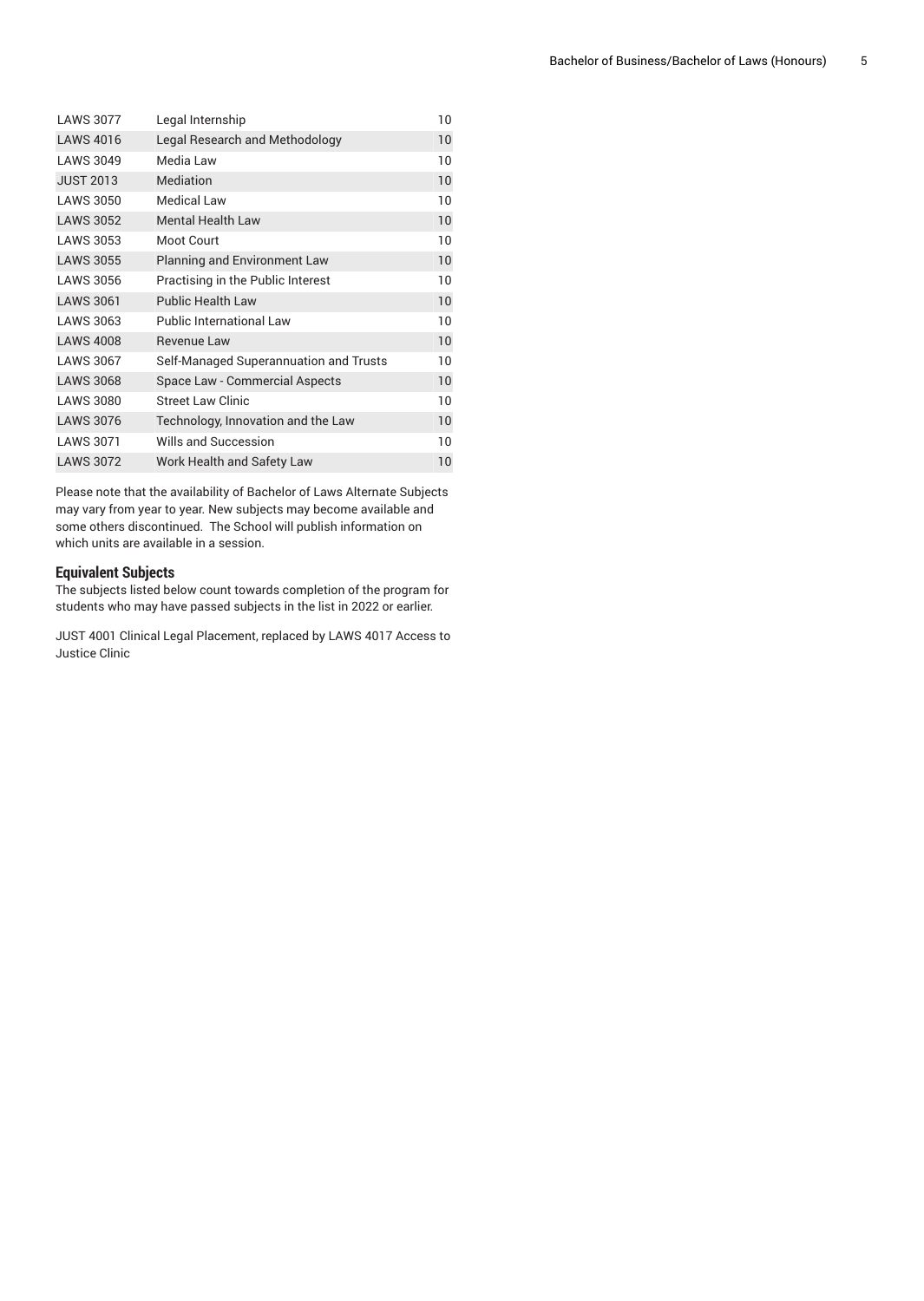| | | |
|---|---|---|
| LAWS 3077 | Legal Internship | 10 |
| LAWS 4016 | Legal Research and Methodology | 10 |
| LAWS 3049 | Media Law | 10 |
| JUST 2013 | Mediation | 10 |
| LAWS 3050 | Medical Law | 10 |
| LAWS 3052 | Mental Health Law | 10 |
| LAWS 3053 | Moot Court | 10 |
| LAWS 3055 | Planning and Environment Law | 10 |
| LAWS 3056 | Practising in the Public Interest | 10 |
| LAWS 3061 | Public Health Law | 10 |
| LAWS 3063 | Public International Law | 10 |
| LAWS 4008 | Revenue Law | 10 |
| LAWS 3067 | Self-Managed Superannuation and Trusts | 10 |
| LAWS 3068 | Space Law - Commercial Aspects | 10 |
| LAWS 3080 | Street Law Clinic | 10 |
| LAWS 3076 | Technology, Innovation and the Law | 10 |
| LAWS 3071 | Wills and Succession | 10 |
| LAWS 3072 | Work Health and Safety Law | 10 |

Please note that the availability of Bachelor of Laws Alternate Subjects may vary from year to year. New subjects may become available and some others discontinued. The School will publish information on which units are available in a session.

### Equivalent Subjects

The subjects listed below count towards completion of the program for students who may have passed subjects in the list in 2022 or earlier.

JUST 4001 Clinical Legal Placement, replaced by LAWS 4017 Access to Justice Clinic